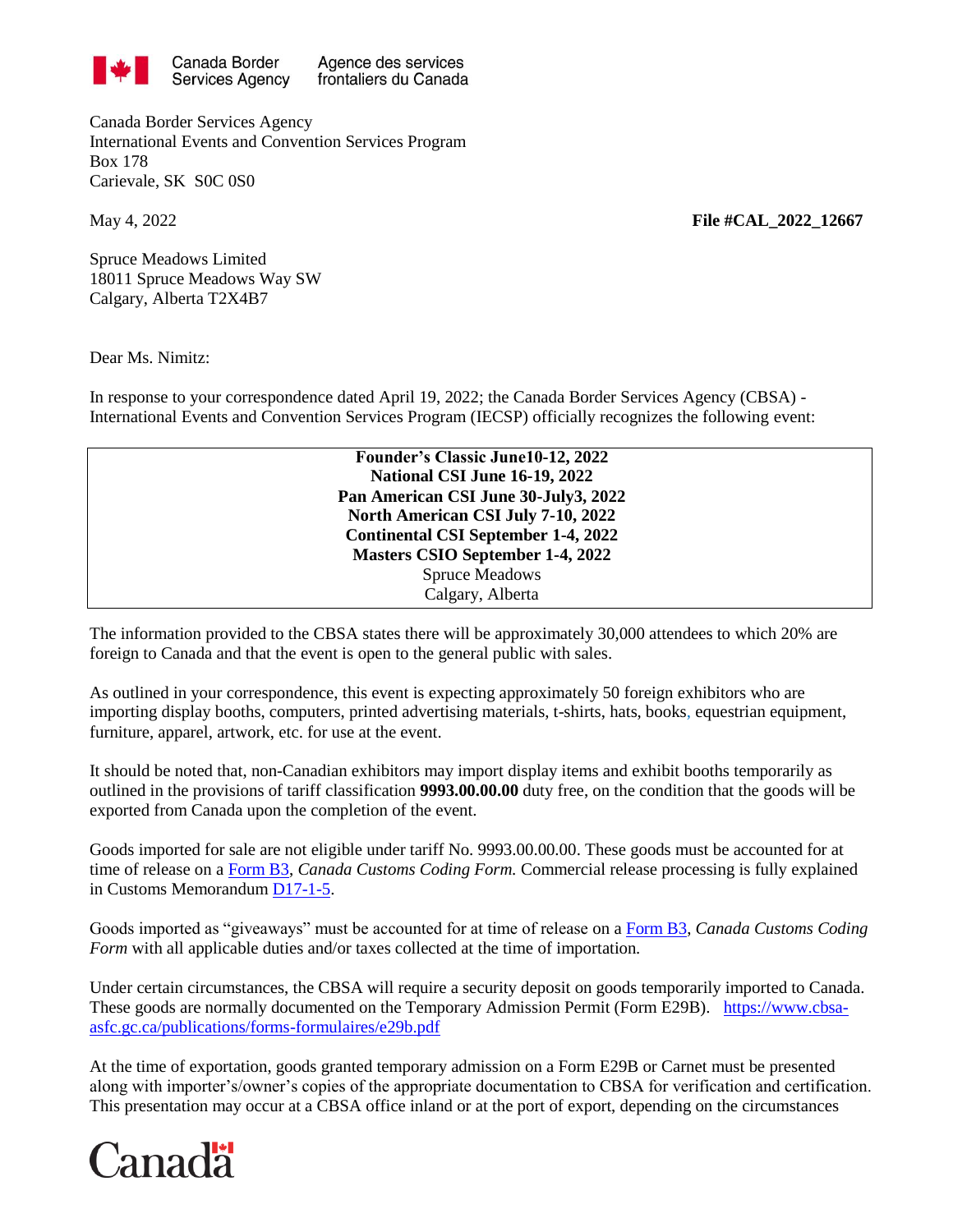Canada Border Services Agency / Agence des services frontaliers du Canada

Canada Border Services Agency
International Events and Convention Services Program
Box 178
Carievale, SK  S0C 0S0

May 4, 2022 **File #CAL_2022_12667**

Spruce Meadows Limited
18011 Spruce Meadows Way SW
Calgary, Alberta T2X4B7

Dear Ms. Nimitz:

In response to your correspondence dated April 19, 2022; the Canada Border Services Agency (CBSA) - International Events and Convention Services Program (IECSP) officially recognizes the following event:

| **Founder's Classic June10-12, 2022**<br>**National CSI June 16-19, 2022**<br>**Pan American CSI June 30-July3, 2022**<br>**North American CSI July 7-10, 2022**<br>**Continental CSI September 1-4, 2022**<br>**Masters CSIO September 1-4, 2022**<br>Spruce Meadows<br>Calgary, Alberta |
|---|

The information provided to the CBSA states there will be approximately 30,000 attendees to which 20% are foreign to Canada and that the event is open to the general public with sales.

As outlined in your correspondence, this event is expecting approximately 50 foreign exhibitors who are importing display booths, computers, printed advertising materials, t-shirts, hats, books, equestrian equipment, furniture, apparel, artwork, etc. for use at the event.

It should be noted that, non-Canadian exhibitors may import display items and exhibit booths temporarily as outlined in the provisions of tariff classification **9993.00.00.00** duty free, on the condition that the goods will be exported from Canada upon the completion of the event.

Goods imported for sale are not eligible under tariff No. 9993.00.00.00. These goods must be accounted for at time of release on a Form B3, *Canada Customs Coding Form.* Commercial release processing is fully explained in Customs Memorandum D17-1-5.

Goods imported as "giveaways" must be accounted for at time of release on a Form B3, *Canada Customs Coding Form* with all applicable duties and/or taxes collected at the time of importation.

Under certain circumstances, the CBSA will require a security deposit on goods temporarily imported to Canada. These goods are normally documented on the Temporary Admission Permit (Form E29B). https://www.cbsa-asfc.gc.ca/publications/forms-formulaires/e29b.pdf

At the time of exportation, goods granted temporary admission on a Form E29B or Carnet must be presented along with importer's/owner's copies of the appropriate documentation to CBSA for verification and certification. This presentation may occur at a CBSA office inland or at the port of export, depending on the circumstances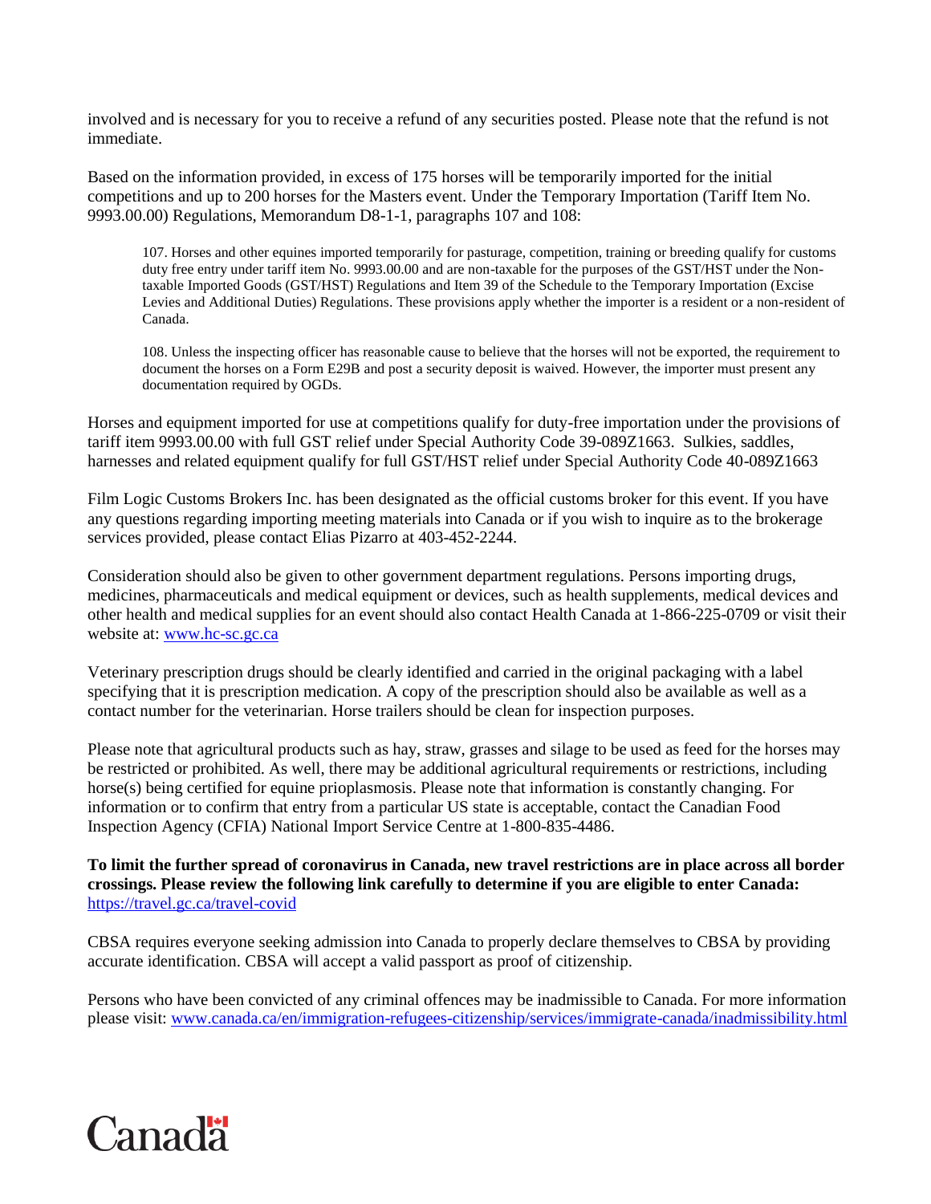involved and is necessary for you to receive a refund of any securities posted. Please note that the refund is not immediate.

Based on the information provided, in excess of 175 horses will be temporarily imported for the initial competitions and up to 200 horses for the Masters event. Under the Temporary Importation (Tariff Item No. 9993.00.00) Regulations, Memorandum D8-1-1, paragraphs 107 and 108:

> 107. Horses and other equines imported temporarily for pasturage, competition, training or breeding qualify for customs duty free entry under tariff item No. 9993.00.00 and are non-taxable for the purposes of the GST/HST under the Non-taxable Imported Goods (GST/HST) Regulations and Item 39 of the Schedule to the Temporary Importation (Excise Levies and Additional Duties) Regulations. These provisions apply whether the importer is a resident or a non-resident of Canada.
>
> 108. Unless the inspecting officer has reasonable cause to believe that the horses will not be exported, the requirement to document the horses on a Form E29B and post a security deposit is waived. However, the importer must present any documentation required by OGDs.

Horses and equipment imported for use at competitions qualify for duty-free importation under the provisions of tariff item 9993.00.00 with full GST relief under Special Authority Code 39-089Z1663. Sulkies, saddles, harnesses and related equipment qualify for full GST/HST relief under Special Authority Code 40-089Z1663

Film Logic Customs Brokers Inc. has been designated as the official customs broker for this event. If you have any questions regarding importing meeting materials into Canada or if you wish to inquire as to the brokerage services provided, please contact Elias Pizarro at 403-452-2244.

Consideration should also be given to other government department regulations. Persons importing drugs, medicines, pharmaceuticals and medical equipment or devices, such as health supplements, medical devices and other health and medical supplies for an event should also contact Health Canada at 1-866-225-0709 or visit their website at: [www.hc-sc.gc.ca](http://www.hc-sc.gc.ca)

Veterinary prescription drugs should be clearly identified and carried in the original packaging with a label specifying that it is prescription medication. A copy of the prescription should also be available as well as a contact number for the veterinarian. Horse trailers should be clean for inspection purposes.

Please note that agricultural products such as hay, straw, grasses and silage to be used as feed for the horses may be restricted or prohibited. As well, there may be additional agricultural requirements or restrictions, including horse(s) being certified for equine prioplasmosis. Please note that information is constantly changing. For information or to confirm that entry from a particular US state is acceptable, contact the Canadian Food Inspection Agency (CFIA) National Import Service Centre at 1-800-835-4486.

**To limit the further spread of coronavirus in Canada, new travel restrictions are in place across all border crossings. Please review the following link carefully to determine if you are eligible to enter Canada:** [https://travel.gc.ca/travel-covid](https://travel.gc.ca/travel-covid)

CBSA requires everyone seeking admission into Canada to properly declare themselves to CBSA by providing accurate identification. CBSA will accept a valid passport as proof of citizenship.

Persons who have been convicted of any criminal offences may be inadmissible to Canada. For more information please visit: [www.canada.ca/en/immigration-refugees-citizenship/services/immigrate-canada/inadmissibility.html](http://www.canada.ca/en/immigration-refugees-citizenship/services/immigrate-canada/inadmissibility.html)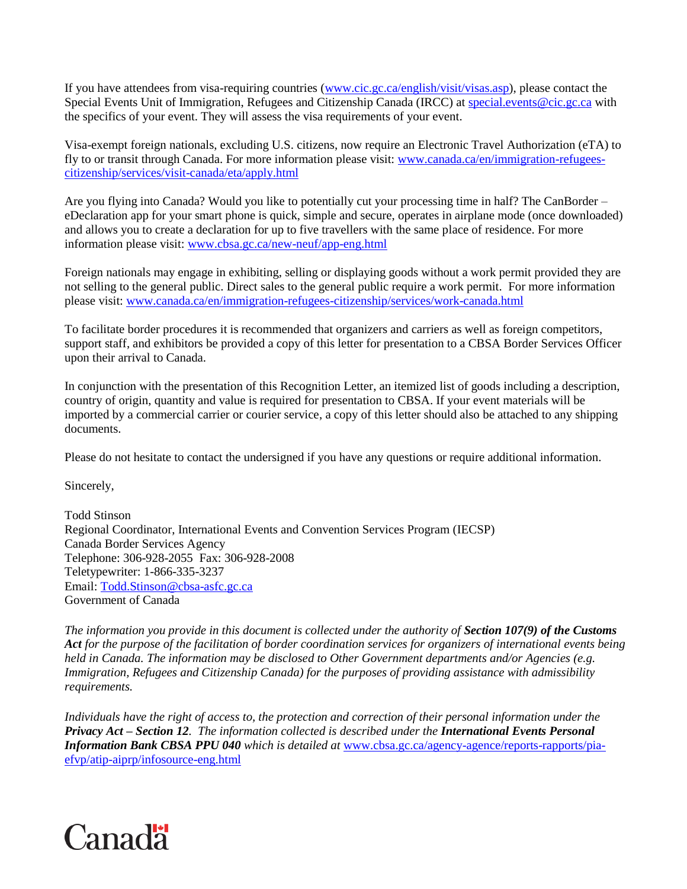If you have attendees from visa-requiring countries (www.cic.gc.ca/english/visit/visas.asp), please contact the Special Events Unit of Immigration, Refugees and Citizenship Canada (IRCC) at special.events@cic.gc.ca with the specifics of your event. They will assess the visa requirements of your event.

Visa-exempt foreign nationals, excluding U.S. citizens, now require an Electronic Travel Authorization (eTA) to fly to or transit through Canada. For more information please visit: www.canada.ca/en/immigration-refugees-citizenship/services/visit-canada/eta/apply.html

Are you flying into Canada? Would you like to potentially cut your processing time in half? The CanBorder – eDeclaration app for your smart phone is quick, simple and secure, operates in airplane mode (once downloaded) and allows you to create a declaration for up to five travellers with the same place of residence. For more information please visit: www.cbsa.gc.ca/new-neuf/app-eng.html

Foreign nationals may engage in exhibiting, selling or displaying goods without a work permit provided they are not selling to the general public. Direct sales to the general public require a work permit. For more information please visit: www.canada.ca/en/immigration-refugees-citizenship/services/work-canada.html

To facilitate border procedures it is recommended that organizers and carriers as well as foreign competitors, support staff, and exhibitors be provided a copy of this letter for presentation to a CBSA Border Services Officer upon their arrival to Canada.

In conjunction with the presentation of this Recognition Letter, an itemized list of goods including a description, country of origin, quantity and value is required for presentation to CBSA. If your event materials will be imported by a commercial carrier or courier service, a copy of this letter should also be attached to any shipping documents.

Please do not hesitate to contact the undersigned if you have any questions or require additional information.

Sincerely,

Todd Stinson
Regional Coordinator, International Events and Convention Services Program (IECSP)
Canada Border Services Agency
Telephone: 306-928-2055 Fax: 306-928-2008
Teletypewriter: 1-866-335-3237
Email: Todd.Stinson@cbsa-asfc.gc.ca
Government of Canada

*The information you provide in this document is collected under the authority of **Section 107(9) of the Customs Act** for the purpose of the facilitation of border coordination services for organizers of international events being held in Canada. The information may be disclosed to Other Government departments and/or Agencies (e.g. Immigration, Refugees and Citizenship Canada) for the purposes of providing assistance with admissibility requirements.*

*Individuals have the right of access to, the protection and correction of their personal information under the **Privacy Act – Section 12**. The information collected is described under the **International Events Personal Information Bank CBSA PPU 040** which is detailed at* www.cbsa.gc.ca/agency-agence/reports-rapports/pia-efvp/atip-aiprp/infosource-eng.html

Canada